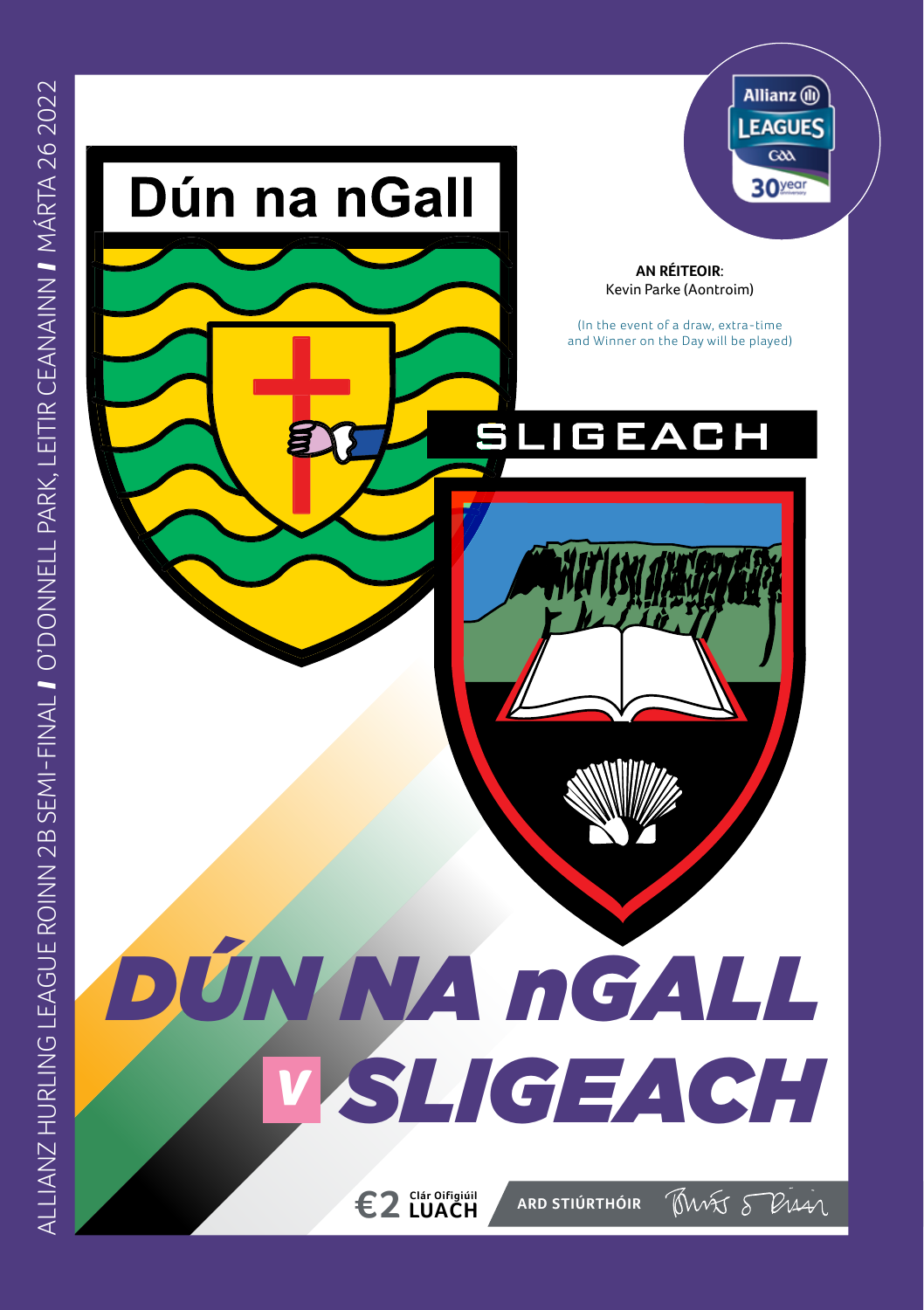ALLIANZ HURLING LEAGUE ROINN 2B SEMI-FINAL / O'DONNELL PARK, LEITIR CEANAINN / MÁRTA 26 2022

Dún na nGall

**AN RÉITEOIR**:
Kevin Parke (Aontroim)

(In the event of a draw, extra-time and Winner on the Day will be played)

SLIGEACH

# DÚN NA nGALL v SLIGEACH

€2 Clár Oifigiúil LUACH

ARD STIÚRTHÓIR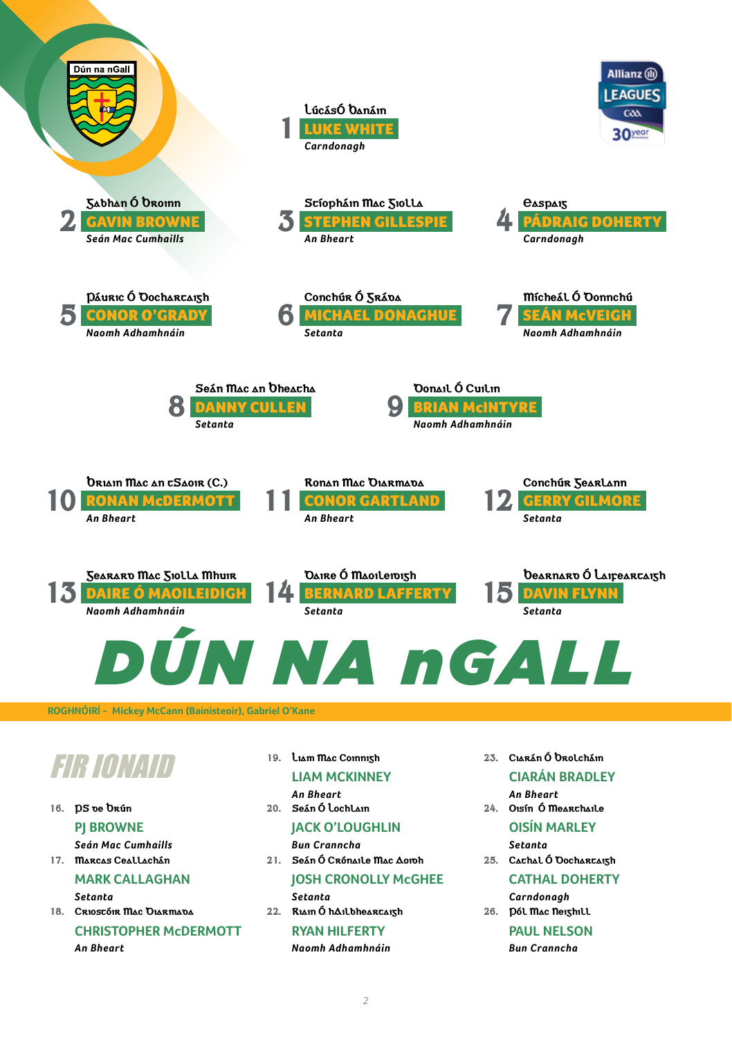Dún na nGall

**1** Lúcás Ó Banáin
**LUKE WHITE**
*Carndonagh*

**2** Gabhan Ó Broinn
**GAVIN BROWNE**
*Seán Mac Cumhaills*

**3** Stíopháin Mac Giolla
**STEPHEN GILLESPIE**
*An Bheart*

**4** Easpaig
**PÁDRAIG DOHERTY**
*Carndonagh*

**5** Páuric Ó Dochartaigh
**CONOR O'GRADY**
*Naomh Adhamhnáin*

**6** Conchúr Ó Gráda
**MICHAEL DONAGHUE**
*Setanta*

**7** Mícheál Ó Donnchú
**SEÁN McVEIGH**
*Naomh Adhamhnáin*

**8** Seán Mac an Bheatha
**DANNY CULLEN**
*Setanta*

**9** Donail Ó Cuilin
**BRIAN McINTYRE**
*Naomh Adhamhnáin*

**10** Briain Mac an tSaoir (C.)
**RONAN McDERMOTT**
*An Bheart*

**11** Ronan Mac Diarmada
**CONOR GARTLAND**
*An Bheart*

**12** Conchúr Gearlann
**GERRY GILMORE**
*Setanta*

**13** Gearard Mac Giolla Mhuir
**DAIRE Ó MAOILEIDIGH**
*Naomh Adhamhnáin*

**14** Daire Ó Maoileidigh
**BERNARD LAFFERTY**
*Setanta*

**15** Bearnard Ó Laifeartaigh
**DAVIN FLYNN**
*Setanta*

# DÚN NA nGALL

**ROGHNÓIRÍ – Mickey McCann (Bainisteoir), Gabriel O'Kane**

## FIR IONAID

16. PS de Brún
**PJ BROWNE**
*Seán Mac Cumhaills*

17. Marcas Ceallachán
**MARK CALLAGHAN**
*Setanta*

18. Críostóir Mac Diarmada
**CHRISTOPHER McDERMOTT**
*An Bheart*

19. Liam Mac Coinnigh
**LIAM MCKINNEY**
*An Bheart*

20. Seán Ó Lochlain
**JACK O'LOUGHLIN**
*Bun Cranncha*

21. Seán Ó Crónaile Mac Aoidh
**JOSH CRONOLLY McGHEE**
*Setanta*

22. Riain Ó hAilbheartaigh
**RYAN HILFERTY**
*Naomh Adhamhnáin*

23. Ciarán Ó Brolcháin
**CIARÁN BRADLEY**
*An Bheart*

24. Oisín Ó Mearchaile
**OISÍN MARLEY**
*Setanta*

25. Cathal Ó Dochartaigh
**CATHAL DOHERTY**
*Carndonagh*

26. Pól Mac Neighill
**PAUL NELSON**
*Bun Cranncha*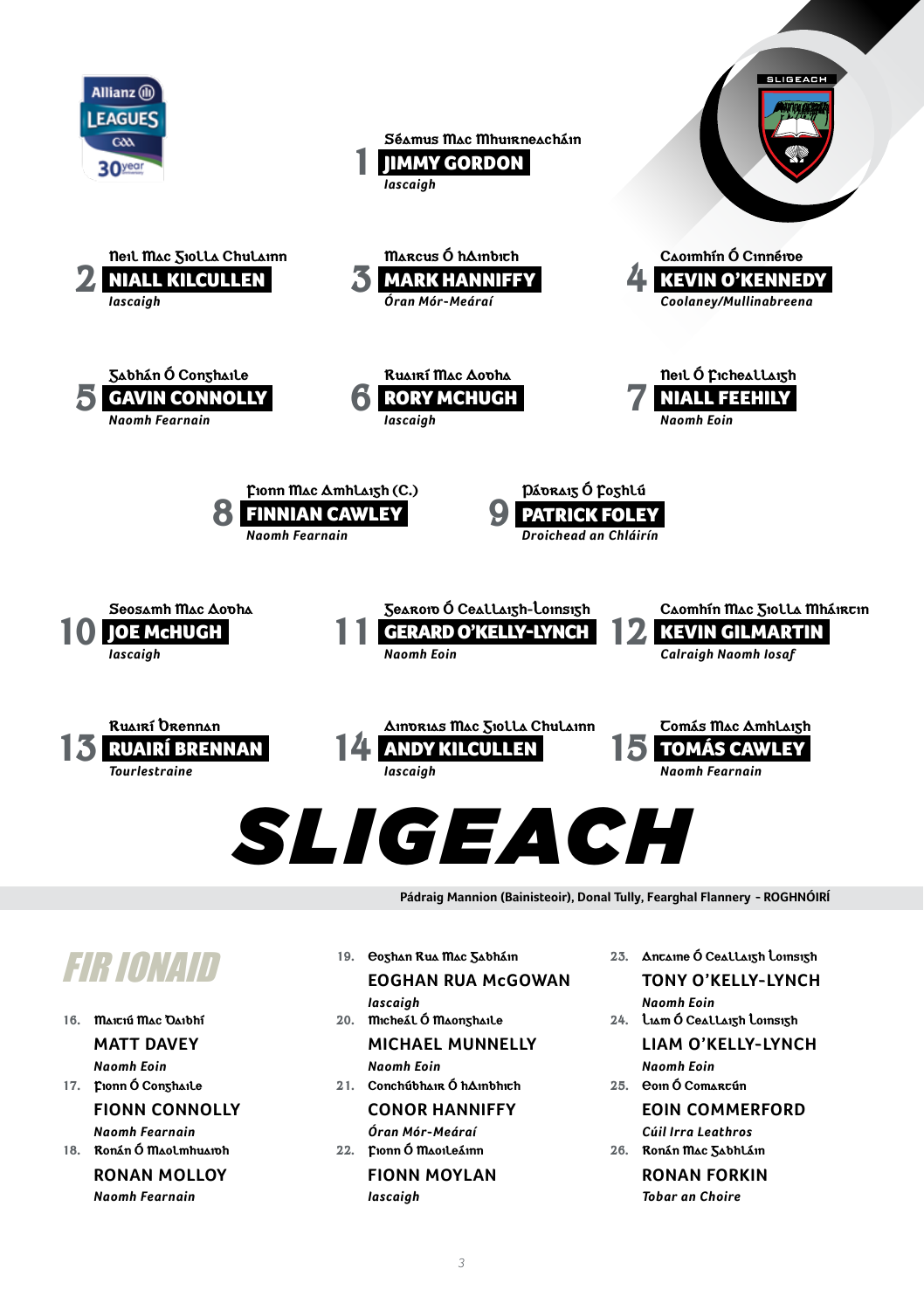1. Séamus Mac Mhuirneacháin
**JIMMY GORDON**
*Iascaigh*

2. Neil Mac Giolla Chulainn
**NIALL KILCULLEN**
*Iascaigh*

3. Marcus Ó hAinbhith
**MARK HANNIFFY**
*Óran Mór-Meáraí*

4. Caoimhín Ó Cinnéide
**KEVIN O'KENNEDY**
*Coolaney/Mullinabreena*

5. Gabhán Ó Conghaile
**GAVIN CONNOLLY**
*Naomh Fearnain*

6. Ruairí Mac Aodha
**RORY MCHUGH**
*Iascaigh*

7. Neil Ó Fithcheallaigh
**NIALL FEEHILY**
*Naomh Eoin*

8. Fionn Mac Amhlaigh (C.)
**FINNIAN CAWLEY**
*Naomh Fearnain*

9. Pádraig Ó Foghlú
**PATRICK FOLEY**
*Droichead an Chláirín*

10. Seosamh Mac Aodha
**JOE McHUGH**
*Iascaigh*

11. Gearóid Ó Ceallaigh-Loinsigh
**GERARD O'KELLY-LYNCH**
*Naomh Eoin*

12. Caomhín Mac Giolla Mháirtin
**KEVIN GILMARTIN**
*Calraigh Naomh Iosaf*

13. Ruairí Brennan
**RUAIRÍ BRENNAN**
*Tourlestraine*

14. Aindrias Mac Giolla Chulainn
**ANDY KILCULLEN**
*Iascaigh*

15. Tomás Mac Amhlaigh
**TOMÁS CAWLEY**
*Naomh Fearnain*

# SLIGEACH

**Pádraig Mannion (Bainisteoir), Donal Tully, Fearghal Flannery - ROGHNÓIRÍ**

## FIR IONAID

16. Maitiú Mac Daibhí
**MATT DAVEY**
*Naomh Eoin*

17. Fionn Ó Conghaile
**FIONN CONNOLLY**
*Naomh Fearnain*

18. Ronán Ó Maolmhuaidh
**RONAN MOLLOY**
*Naomh Fearnain*

19. Eoghan Rua Mac Gabháin
**EOGHAN RUA McGOWAN**
*Iascaigh*

20. Micheál Ó Maonghaile
**MICHAEL MUNNELLY**
*Naomh Eoin*

21. Conchúbhair Ó hAinbhith
**CONOR HANNIFFY**
*Óran Mór-Meáraí*

22. Fionn Ó Maoileáinn
**FIONN MOYLAN**
*Iascaigh*

23. Antaine Ó Ceallaigh Loinsigh
**TONY O'KELLY-LYNCH**
*Naomh Eoin*

24. Liam Ó Ceallaigh Loinsigh
**LIAM O'KELLY-LYNCH**
*Naomh Eoin*

25. Eoin Ó Comartún
**EOIN COMMERFORD**
*Cúil Irra Leathros*

26. Ronán Mac Gabhláin
**RONAN FORKIN**
*Tobar an Choire*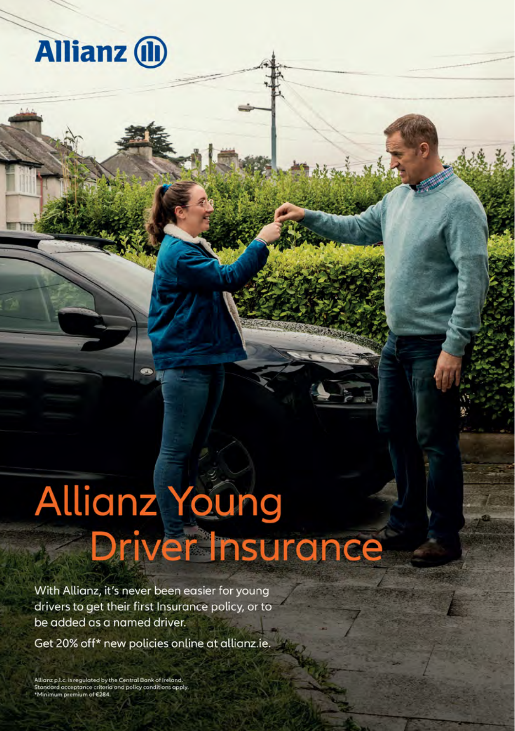Allianz

# Allianz Young Driver Insurance

With Allianz, it's never been easier for young drivers to get their first Insurance policy, or to be added as a named driver.

Get 20% off* new policies online at allianz.ie.

Allianz p.l.c. is regulated by the Central Bank of Ireland.
Standard acceptance criteria and policy conditions apply.
*Minimum premium of €284.